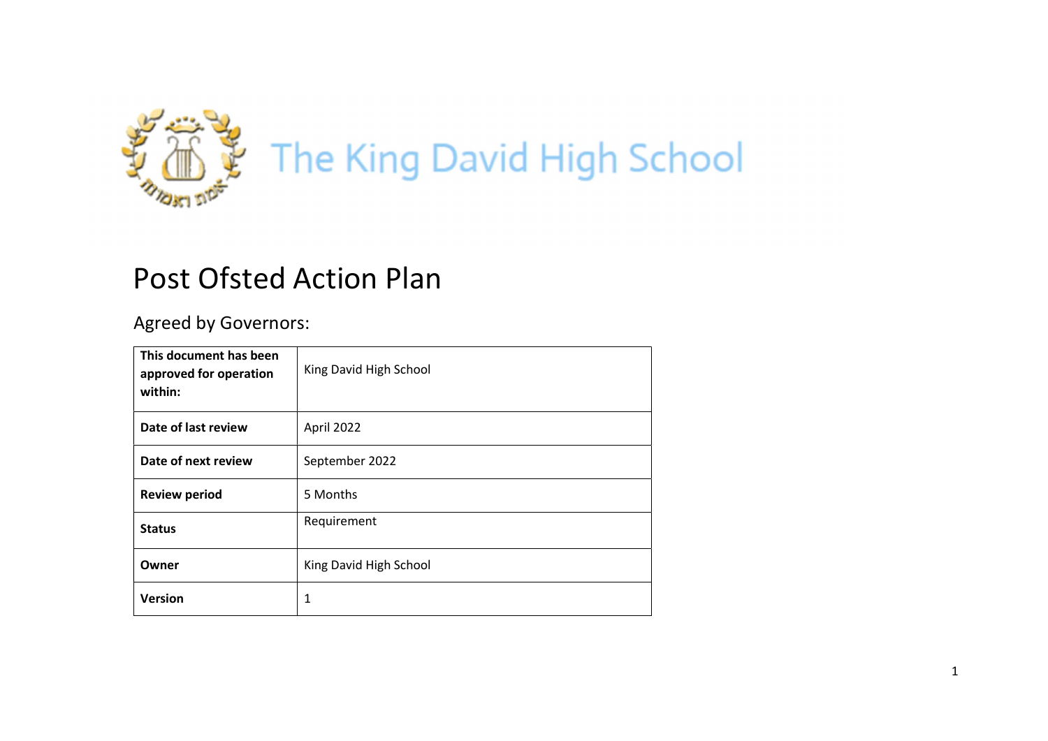The King David High School

# Post Ofsted Action Plan

## Agreed by Governors:

| **This document has been approved for operation within:** | King David High School |
|---|---|
| **Date of last review** | April 2022 |
| **Date of next review** | September 2022 |
| **Review period** | 5 Months |
| **Status** | Requirement |
| **Owner** | King David High School |
| **Version** | 1 |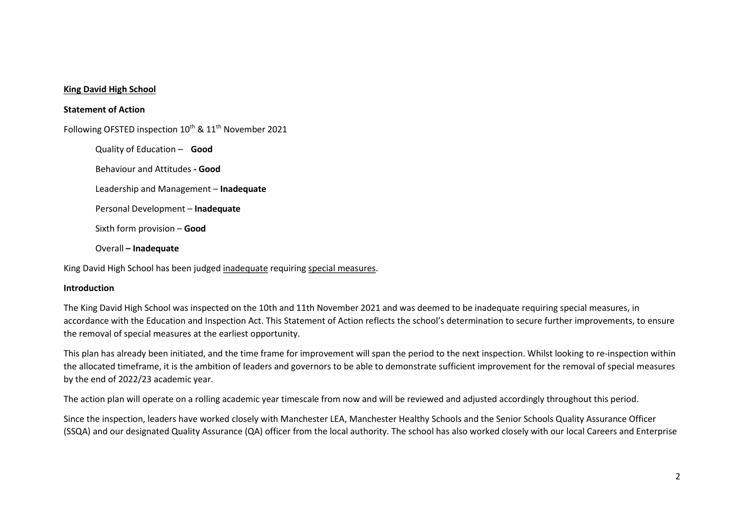**<u>King David High School</u>**

**Statement of Action**

Following OFSTED inspection 10th & 11th November 2021

Quality of Education – **Good**

Behaviour and Attitudes **- Good**

Leadership and Management – **Inadequate**

Personal Development – **Inadequate**

Sixth form provision – **Good**

Overall **– Inadequate**

King David High School has been judged <u>inadequate</u> requiring <u>special measures</u>.

**Introduction**

The King David High School was inspected on the 10th and 11th November 2021 and was deemed to be inadequate requiring special measures, in accordance with the Education and Inspection Act. This Statement of Action reflects the school's determination to secure further improvements, to ensure the removal of special measures at the earliest opportunity.

This plan has already been initiated, and the time frame for improvement will span the period to the next inspection. Whilst looking to re-inspection within the allocated timeframe, it is the ambition of leaders and governors to be able to demonstrate sufficient improvement for the removal of special measures by the end of 2022/23 academic year.

The action plan will operate on a rolling academic year timescale from now and will be reviewed and adjusted accordingly throughout this period.

Since the inspection, leaders have worked closely with Manchester LEA, Manchester Healthy Schools and the Senior Schools Quality Assurance Officer (SSQA) and our designated Quality Assurance (QA) officer from the local authority. The school has also worked closely with our local Careers and Enterprise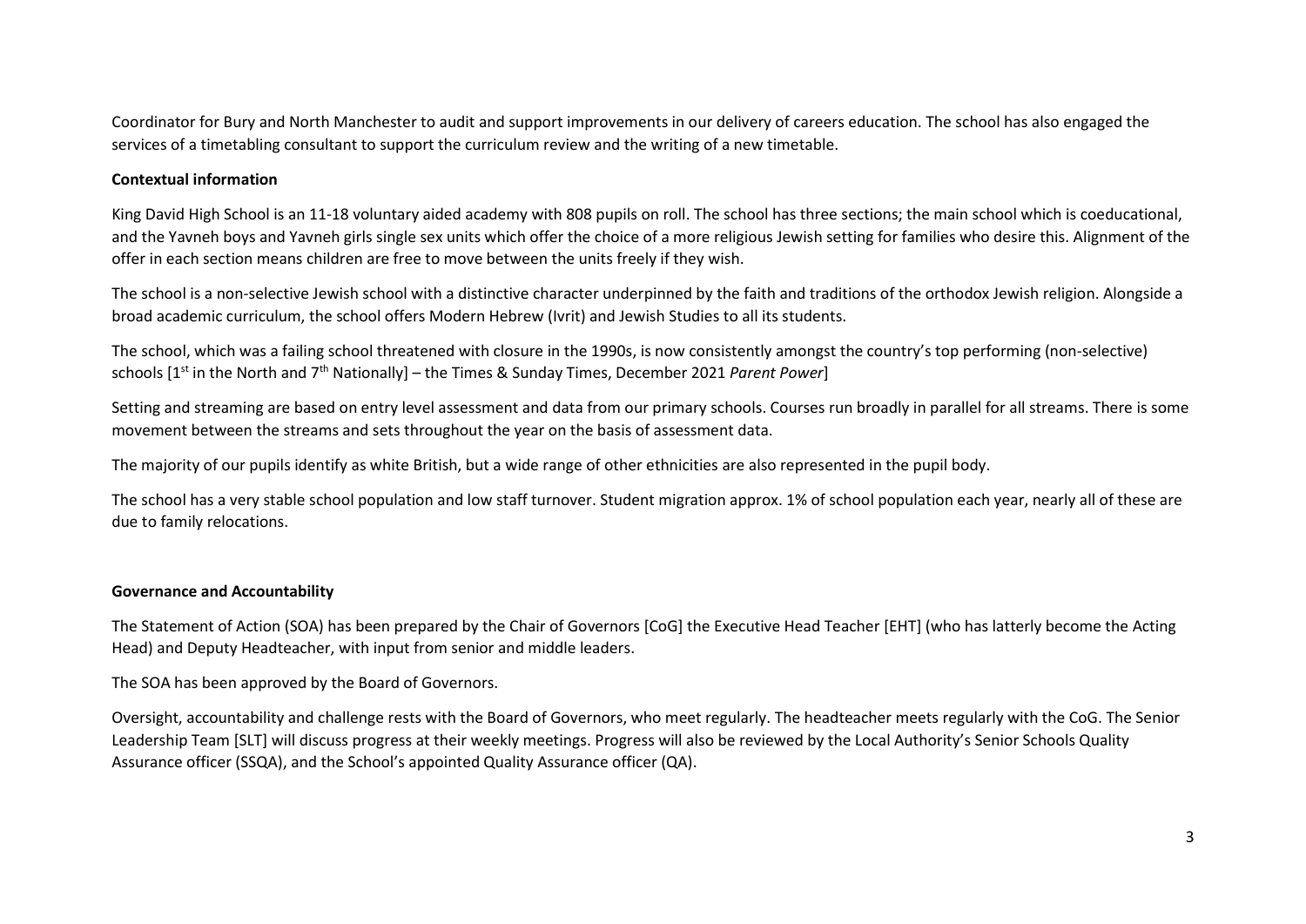Coordinator for Bury and North Manchester to audit and support improvements in our delivery of careers education. The school has also engaged the services of a timetabling consultant to support the curriculum review and the writing of a new timetable.

**Contextual information**

King David High School is an 11-18 voluntary aided academy with 808 pupils on roll. The school has three sections; the main school which is coeducational, and the Yavneh boys and Yavneh girls single sex units which offer the choice of a more religious Jewish setting for families who desire this. Alignment of the offer in each section means children are free to move between the units freely if they wish.

The school is a non-selective Jewish school with a distinctive character underpinned by the faith and traditions of the orthodox Jewish religion. Alongside a broad academic curriculum, the school offers Modern Hebrew (Ivrit) and Jewish Studies to all its students.

The school, which was a failing school threatened with closure in the 1990s, is now consistently amongst the country's top performing (non-selective) schools [1st in the North and 7th Nationally] – the Times & Sunday Times, December 2021 *Parent Power*]

Setting and streaming are based on entry level assessment and data from our primary schools. Courses run broadly in parallel for all streams. There is some movement between the streams and sets throughout the year on the basis of assessment data.

The majority of our pupils identify as white British, but a wide range of other ethnicities are also represented in the pupil body.

The school has a very stable school population and low staff turnover. Student migration approx. 1% of school population each year, nearly all of these are due to family relocations.

**Governance and Accountability**

The Statement of Action (SOA) has been prepared by the Chair of Governors [CoG] the Executive Head Teacher [EHT] (who has latterly become the Acting Head) and Deputy Headteacher, with input from senior and middle leaders.

The SOA has been approved by the Board of Governors.

Oversight, accountability and challenge rests with the Board of Governors, who meet regularly. The headteacher meets regularly with the CoG. The Senior Leadership Team [SLT] will discuss progress at their weekly meetings. Progress will also be reviewed by the Local Authority's Senior Schools Quality Assurance officer (SSQA), and the School's appointed Quality Assurance officer (QA).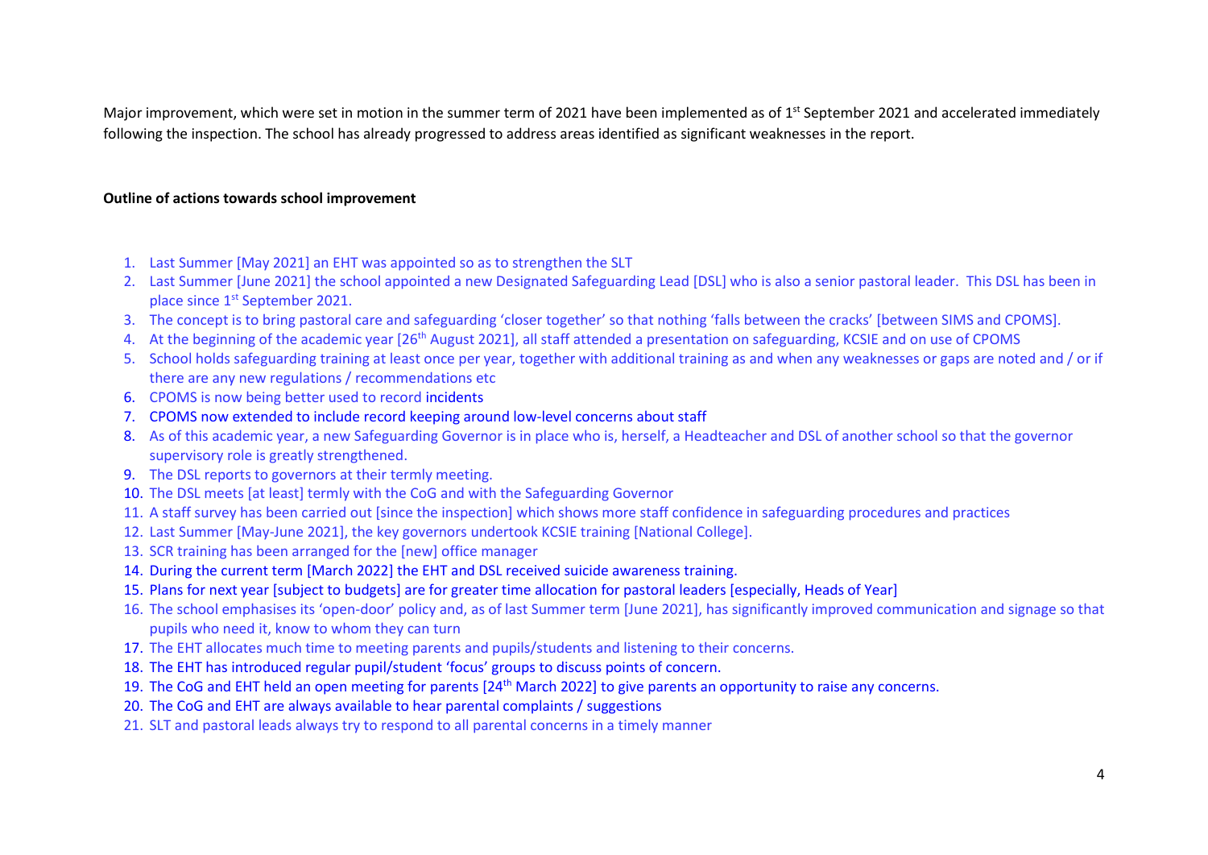Major improvement, which were set in motion in the summer term of 2021 have been implemented as of 1st September 2021 and accelerated immediately following the inspection. The school has already progressed to address areas identified as significant weaknesses in the report.

**Outline of actions towards school improvement**

1. Last Summer [May 2021] an EHT was appointed so as to strengthen the SLT
2. Last Summer [June 2021] the school appointed a new Designated Safeguarding Lead [DSL] who is also a senior pastoral leader. This DSL has been in place since 1st September 2021.
3. The concept is to bring pastoral care and safeguarding 'closer together' so that nothing 'falls between the cracks' [between SIMS and CPOMS].
4. At the beginning of the academic year [26th August 2021], all staff attended a presentation on safeguarding, KCSIE and on use of CPOMS
5. School holds safeguarding training at least once per year, together with additional training as and when any weaknesses or gaps are noted and / or if there are any new regulations / recommendations etc
6. CPOMS is now being better used to record incidents
7. CPOMS now extended to include record keeping around low-level concerns about staff
8. As of this academic year, a new Safeguarding Governor is in place who is, herself, a Headteacher and DSL of another school so that the governor supervisory role is greatly strengthened.
9. The DSL reports to governors at their termly meeting.
10. The DSL meets [at least] termly with the CoG and with the Safeguarding Governor
11. A staff survey has been carried out [since the inspection] which shows more staff confidence in safeguarding procedures and practices
12. Last Summer [May-June 2021], the key governors undertook KCSIE training [National College].
13. SCR training has been arranged for the [new] office manager
14. During the current term [March 2022] the EHT and DSL received suicide awareness training.
15. Plans for next year [subject to budgets] are for greater time allocation for pastoral leaders [especially, Heads of Year]
16. The school emphasises its 'open-door' policy and, as of last Summer term [June 2021], has significantly improved communication and signage so that pupils who need it, know to whom they can turn
17. The EHT allocates much time to meeting parents and pupils/students and listening to their concerns.
18. The EHT has introduced regular pupil/student 'focus' groups to discuss points of concern.
19. The CoG and EHT held an open meeting for parents [24th March 2022] to give parents an opportunity to raise any concerns.
20. The CoG and EHT are always available to hear parental complaints / suggestions
21. SLT and pastoral leads always try to respond to all parental concerns in a timely manner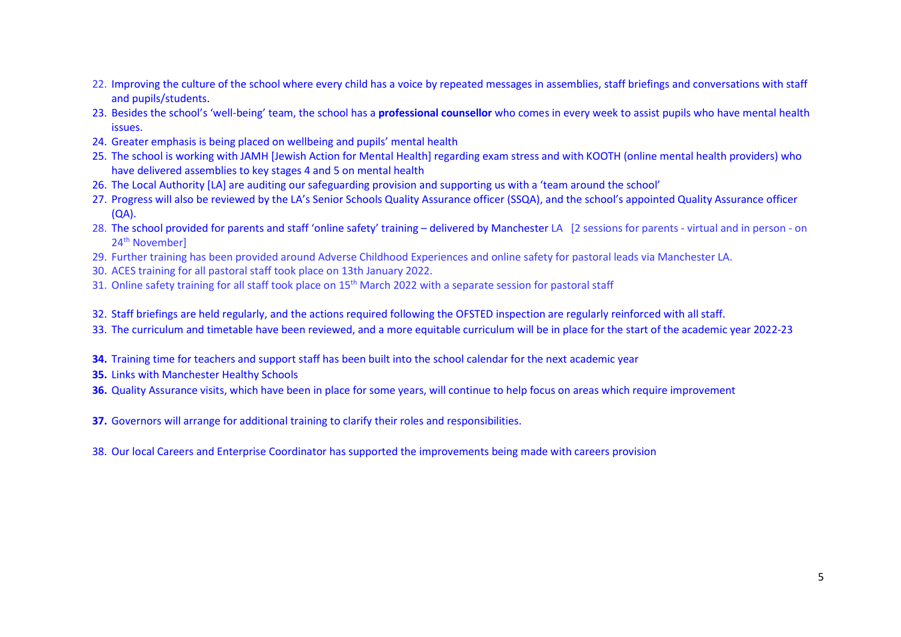22. Improving the culture of the school where every child has a voice by repeated messages in assemblies, staff briefings and conversations with staff and pupils/students.
23. Besides the school's 'well-being' team, the school has a **professional counsellor** who comes in every week to assist pupils who have mental health issues.
24. Greater emphasis is being placed on wellbeing and pupils' mental health
25. The school is working with JAMH [Jewish Action for Mental Health] regarding exam stress and with KOOTH (online mental health providers) who have delivered assemblies to key stages 4 and 5 on mental health
26. The Local Authority [LA] are auditing our safeguarding provision and supporting us with a 'team around the school'
27. Progress will also be reviewed by the LA's Senior Schools Quality Assurance officer (SSQA), and the school's appointed Quality Assurance officer (QA).
28. The school provided for parents and staff 'online safety' training – delivered by Manchester LA [2 sessions for parents - virtual and in person - on 24th November]
29. Further training has been provided around Adverse Childhood Experiences and online safety for pastoral leads via Manchester LA.
30. ACES training for all pastoral staff took place on 13th January 2022.
31. Online safety training for all staff took place on 15th March 2022 with a separate session for pastoral staff
32. Staff briefings are held regularly, and the actions required following the OFSTED inspection are regularly reinforced with all staff.
33. The curriculum and timetable have been reviewed, and a more equitable curriculum will be in place for the start of the academic year 2022-23
34. Training time for teachers and support staff has been built into the school calendar for the next academic year
35. Links with Manchester Healthy Schools
36. Quality Assurance visits, which have been in place for some years, will continue to help focus on areas which require improvement
37. Governors will arrange for additional training to clarify their roles and responsibilities.
38. Our local Careers and Enterprise Coordinator has supported the improvements being made with careers provision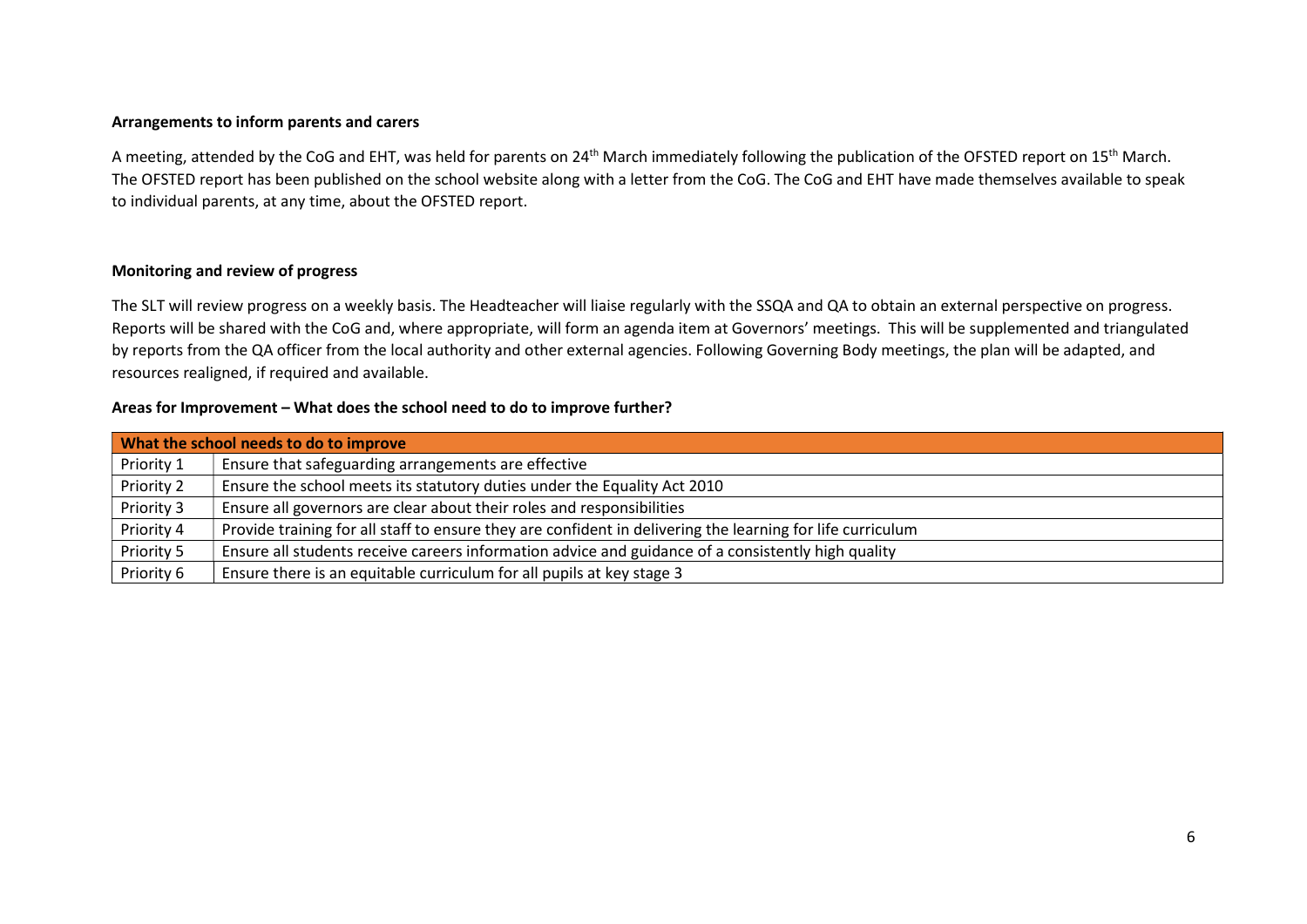**Arrangements to inform parents and carers**

A meeting, attended by the CoG and EHT, was held for parents on 24th March immediately following the publication of the OFSTED report on 15th March. The OFSTED report has been published on the school website along with a letter from the CoG. The CoG and EHT have made themselves available to speak to individual parents, at any time, about the OFSTED report.

**Monitoring and review of progress**

The SLT will review progress on a weekly basis. The Headteacher will liaise regularly with the SSQA and QA to obtain an external perspective on progress. Reports will be shared with the CoG and, where appropriate, will form an agenda item at Governors' meetings. This will be supplemented and triangulated by reports from the QA officer from the local authority and other external agencies. Following Governing Body meetings, the plan will be adapted, and resources realigned, if required and available.

**Areas for Improvement – What does the school need to do to improve further?**

| What the school needs to do to improve | |
|---|---|
| Priority 1 | Ensure that safeguarding arrangements are effective |
| Priority 2 | Ensure the school meets its statutory duties under the Equality Act 2010 |
| Priority 3 | Ensure all governors are clear about their roles and responsibilities |
| Priority 4 | Provide training for all staff to ensure they are confident in delivering the learning for life curriculum |
| Priority 5 | Ensure all students receive careers information advice and guidance of a consistently high quality |
| Priority 6 | Ensure there is an equitable curriculum for all pupils at key stage 3 |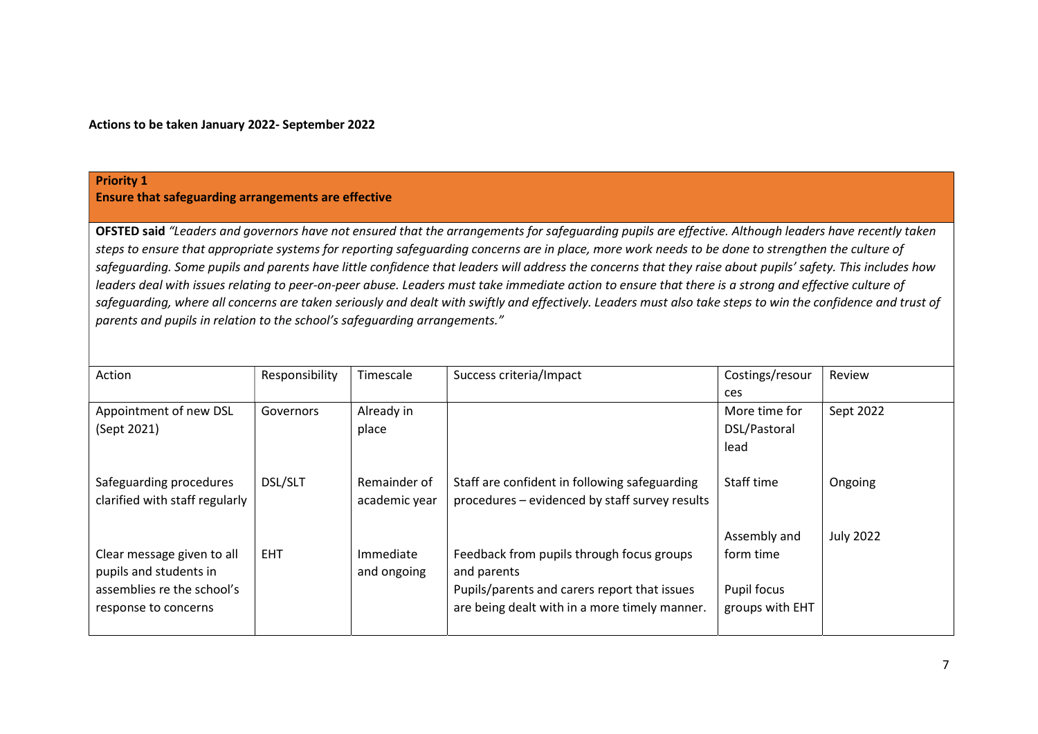**Actions to be taken January 2022- September 2022**

**Priority 1**
**Ensure that safeguarding arrangements are effective**

**OFSTED said** *"Leaders and governors have not ensured that the arrangements for safeguarding pupils are effective. Although leaders have recently taken steps to ensure that appropriate systems for reporting safeguarding concerns are in place, more work needs to be done to strengthen the culture of safeguarding. Some pupils and parents have little confidence that leaders will address the concerns that they raise about pupils' safety. This includes how leaders deal with issues relating to peer-on-peer abuse. Leaders must take immediate action to ensure that there is a strong and effective culture of safeguarding, where all concerns are taken seriously and dealt with swiftly and effectively. Leaders must also take steps to win the confidence and trust of parents and pupils in relation to the school's safeguarding arrangements."*

| Action | Responsibility | Timescale | Success criteria/Impact | Costings/resources | Review |
|---|---|---|---|---|---|
| Appointment of new DSL (Sept 2021) | Governors | Already in place | | More time for DSL/Pastoral lead | Sept 2022 |
| Safeguarding procedures clarified with staff regularly | DSL/SLT | Remainder of academic year | Staff are confident in following safeguarding procedures – evidenced by staff survey results | Staff time | Ongoing |
| Clear message given to all pupils and students in assemblies re the school's response to concerns | EHT | Immediate and ongoing | Feedback from pupils through focus groups and parents<br>Pupils/parents and carers report that issues are being dealt with in a more timely manner. | Assembly and form time<br><br>Pupil focus groups with EHT | July 2022 |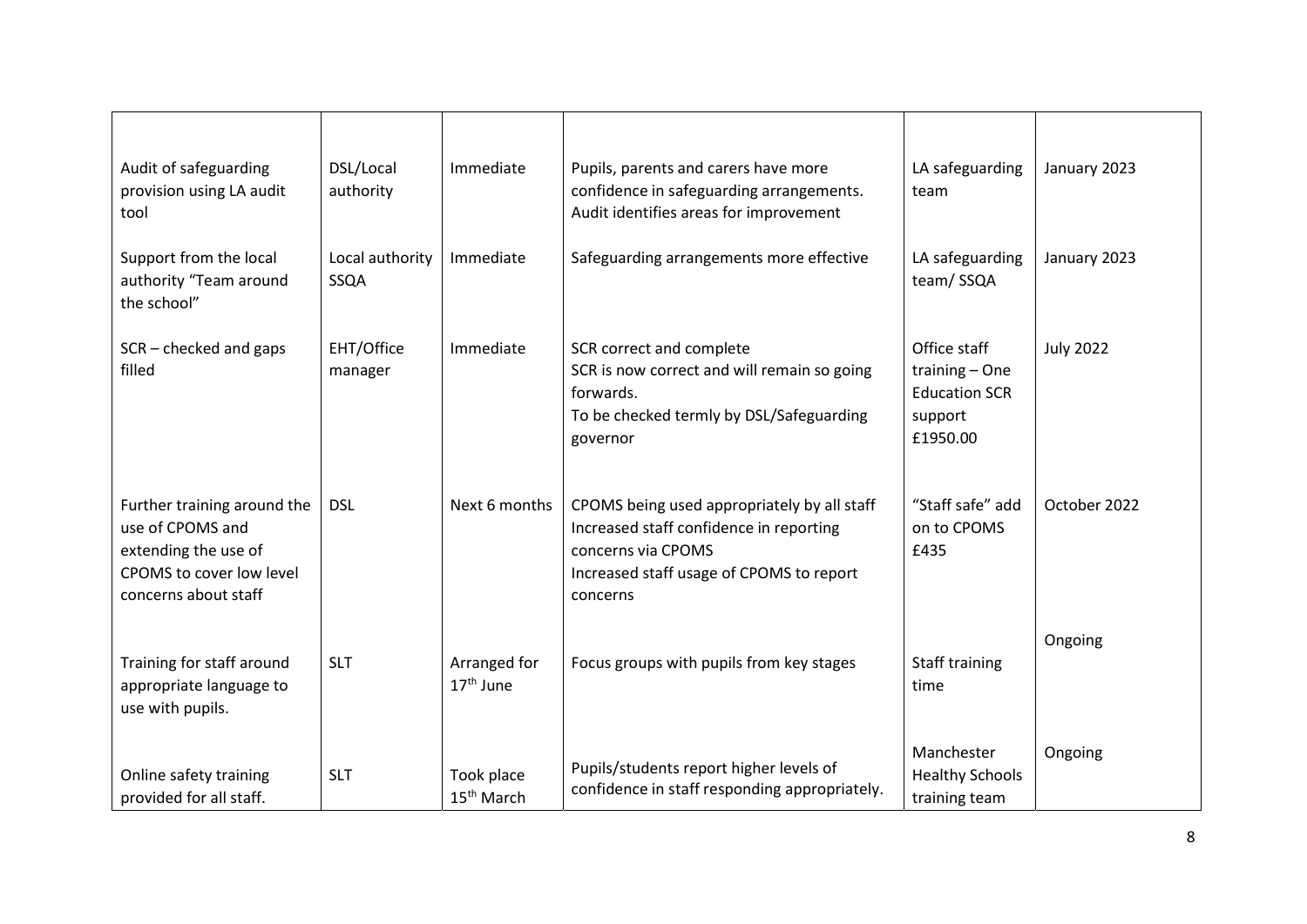| | | | | | |
|---|---|---|---|---|---|
| Audit of safeguarding provision using LA audit tool | DSL/Local authority | Immediate | Pupils, parents and carers have more confidence in safeguarding arrangements. Audit identifies areas for improvement | LA safeguarding team | January 2023 |
| Support from the local authority "Team around the school" | Local authority SSQA | Immediate | Safeguarding arrangements more effective | LA safeguarding team/ SSQA | January 2023 |
| SCR – checked and gaps filled | EHT/Office manager | Immediate | SCR correct and complete<br>SCR is now correct and will remain so going forwards.<br>To be checked termly by DSL/Safeguarding governor | Office staff training – One Education SCR support £1950.00 | July 2022 |
| Further training around the use of CPOMS and extending the use of CPOMS to cover low level concerns about staff | DSL | Next 6 months | CPOMS being used appropriately by all staff<br>Increased staff confidence in reporting concerns via CPOMS<br>Increased staff usage of CPOMS to report concerns | "Staff safe" add on to CPOMS £435 | October 2022 |
| Training for staff around appropriate language to use with pupils. | SLT | Arranged for 17th June | Focus groups with pupils from key stages | Staff training time | Ongoing |
| Online safety training provided for all staff. | SLT | Took place 15th March | Pupils/students report higher levels of confidence in staff responding appropriately. | Manchester Healthy Schools training team | Ongoing |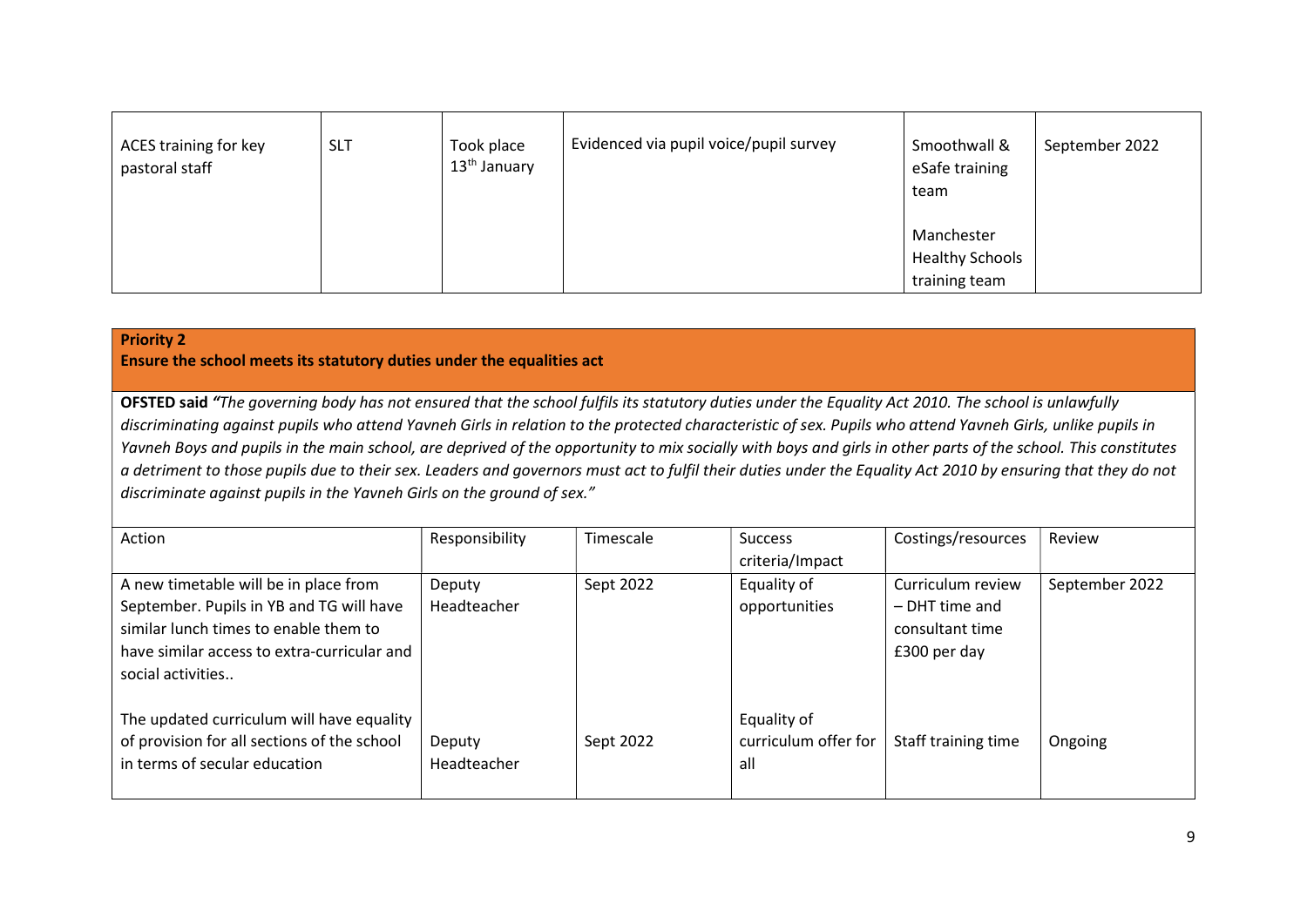| ACES training for key pastoral staff | SLT | Took place 13th January | Evidenced via pupil voice/pupil survey | Smoothwall & eSafe training team<br><br>Manchester Healthy Schools training team | September 2022 |
|---|---|---|---|---|---|

**Priority 2**
**Ensure the school meets its statutory duties under the equalities act**

**OFSTED said** *"The governing body has not ensured that the school fulfils its statutory duties under the Equality Act 2010. The school is unlawfully discriminating against pupils who attend Yavneh Girls in relation to the protected characteristic of sex. Pupils who attend Yavneh Girls, unlike pupils in Yavneh Boys and pupils in the main school, are deprived of the opportunity to mix socially with boys and girls in other parts of the school. This constitutes a detriment to those pupils due to their sex. Leaders and governors must act to fulfil their duties under the Equality Act 2010 by ensuring that they do not discriminate against pupils in the Yavneh Girls on the ground of sex."*

| Action | Responsibility | Timescale | Success criteria/Impact | Costings/resources | Review |
|---|---|---|---|---|---|
| A new timetable will be in place from September. Pupils in YB and TG will have similar lunch times to enable them to have similar access to extra-curricular and social activities.. | Deputy Headteacher | Sept 2022 | Equality of opportunities | Curriculum review – DHT time and consultant time £300 per day | September 2022 |
| The updated curriculum will have equality of provision for all sections of the school in terms of secular education | Deputy Headteacher | Sept 2022 | Equality of curriculum offer for all | Staff training time | Ongoing |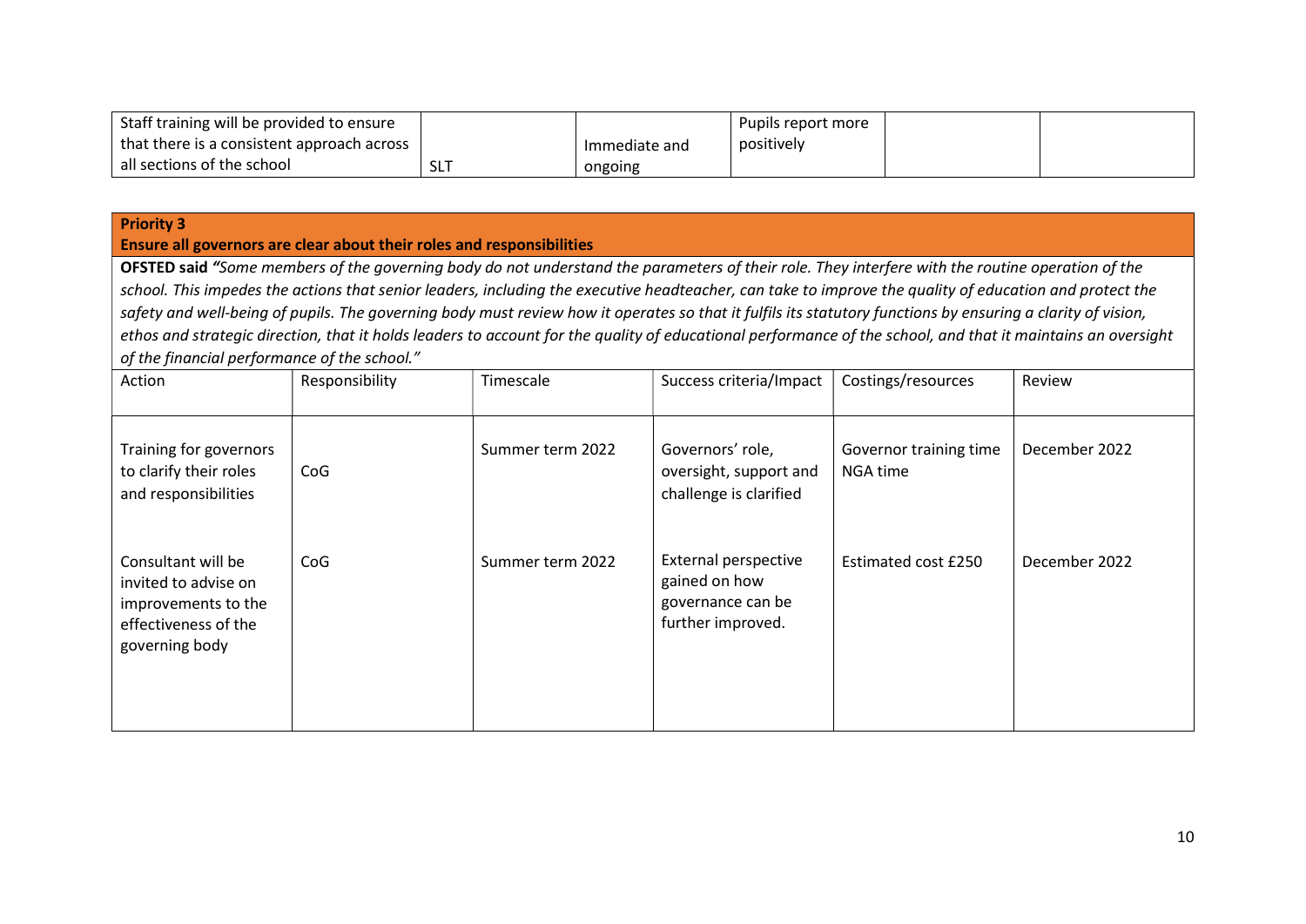| Staff training will be provided to ensure that there is a consistent approach across all sections of the school | SLT | Immediate and ongoing | Pupils report more positively | | |
|---|---|---|---|---|---|

**Priority 3**
**Ensure all governors are clear about their roles and responsibilities**

**OFSTED said** *"Some members of the governing body do not understand the parameters of their role. They interfere with the routine operation of the school. This impedes the actions that senior leaders, including the executive headteacher, can take to improve the quality of education and protect the safety and well-being of pupils. The governing body must review how it operates so that it fulfils its statutory functions by ensuring a clarity of vision, ethos and strategic direction, that it holds leaders to account for the quality of educational performance of the school, and that it maintains an oversight of the financial performance of the school."*

| Action | Responsibility | Timescale | Success criteria/Impact | Costings/resources | Review |
|---|---|---|---|---|---|
| Training for governors to clarify their roles and responsibilities | CoG | Summer term 2022 | Governors' role, oversight, support and challenge is clarified | Governor training time NGA time | December 2022 |
| Consultant will be invited to advise on improvements to the effectiveness of the governing body | CoG | Summer term 2022 | External perspective gained on how governance can be further improved. | Estimated cost £250 | December 2022 |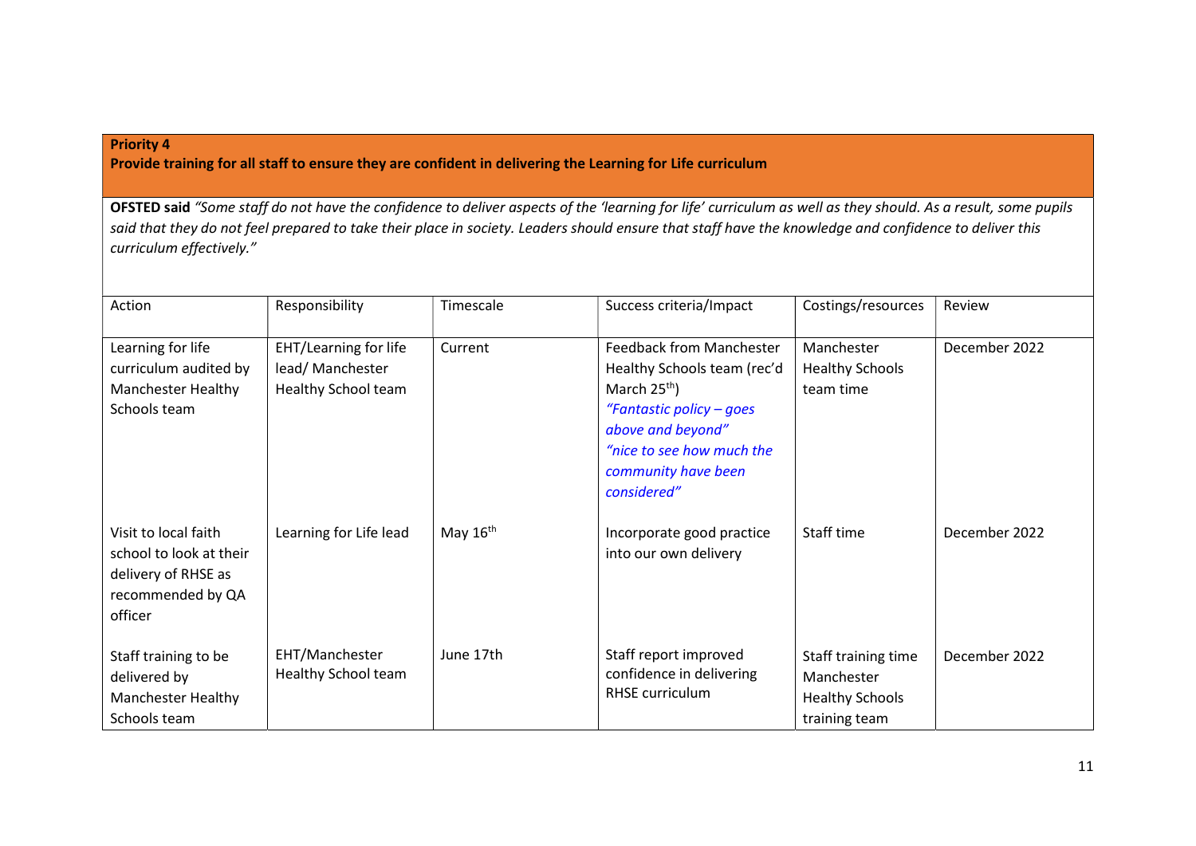**Priority 4**
**Provide training for all staff to ensure they are confident in delivering the Learning for Life curriculum**

**OFSTED said** *"Some staff do not have the confidence to deliver aspects of the 'learning for life' curriculum as well as they should. As a result, some pupils said that they do not feel prepared to take their place in society. Leaders should ensure that staff have the knowledge and confidence to deliver this curriculum effectively."*

| Action | Responsibility | Timescale | Success criteria/Impact | Costings/resources | Review |
|---|---|---|---|---|---|
| Learning for life curriculum audited by Manchester Healthy Schools team | EHT/Learning for life lead/ Manchester Healthy School team | Current | Feedback from Manchester Healthy Schools team (rec'd March 25th) *"Fantastic policy – goes above and beyond"* *"nice to see how much the community have been considered"* | Manchester Healthy Schools team time | December 2022 |
| Visit to local faith school to look at their delivery of RHSE as recommended by QA officer | Learning for Life lead | May 16th | Incorporate good practice into our own delivery | Staff time | December 2022 |
| Staff training to be delivered by Manchester Healthy Schools team | EHT/Manchester Healthy School team | June 17th | Staff report improved confidence in delivering RHSE curriculum | Staff training time Manchester Healthy Schools training team | December 2022 |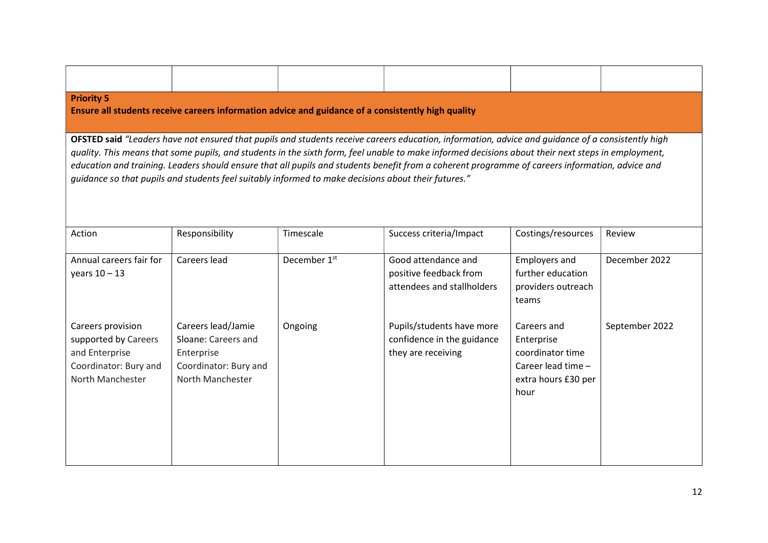**Priority 5**
**Ensure all students receive careers information advice and guidance of a consistently high quality**

**OFSTED said** *"Leaders have not ensured that pupils and students receive careers education, information, advice and guidance of a consistently high quality. This means that some pupils, and students in the sixth form, feel unable to make informed decisions about their next steps in employment, education and training. Leaders should ensure that all pupils and students benefit from a coherent programme of careers information, advice and guidance so that pupils and students feel suitably informed to make decisions about their futures."*

| Action | Responsibility | Timescale | Success criteria/Impact | Costings/resources | Review |
|---|---|---|---|---|---|
| Annual careers fair for years 10 – 13 | Careers lead | December 1st | Good attendance and positive feedback from attendees and stallholders | Employers and further education providers outreach teams | December 2022 |
| Careers provision supported by Careers and Enterprise Coordinator: Bury and North Manchester | Careers lead/Jamie Sloane: Careers and Enterprise Coordinator: Bury and North Manchester | Ongoing | Pupils/students have more confidence in the guidance they are receiving | Careers and Enterprise coordinator time<br>Career lead time – extra hours £30 per hour | September 2022 |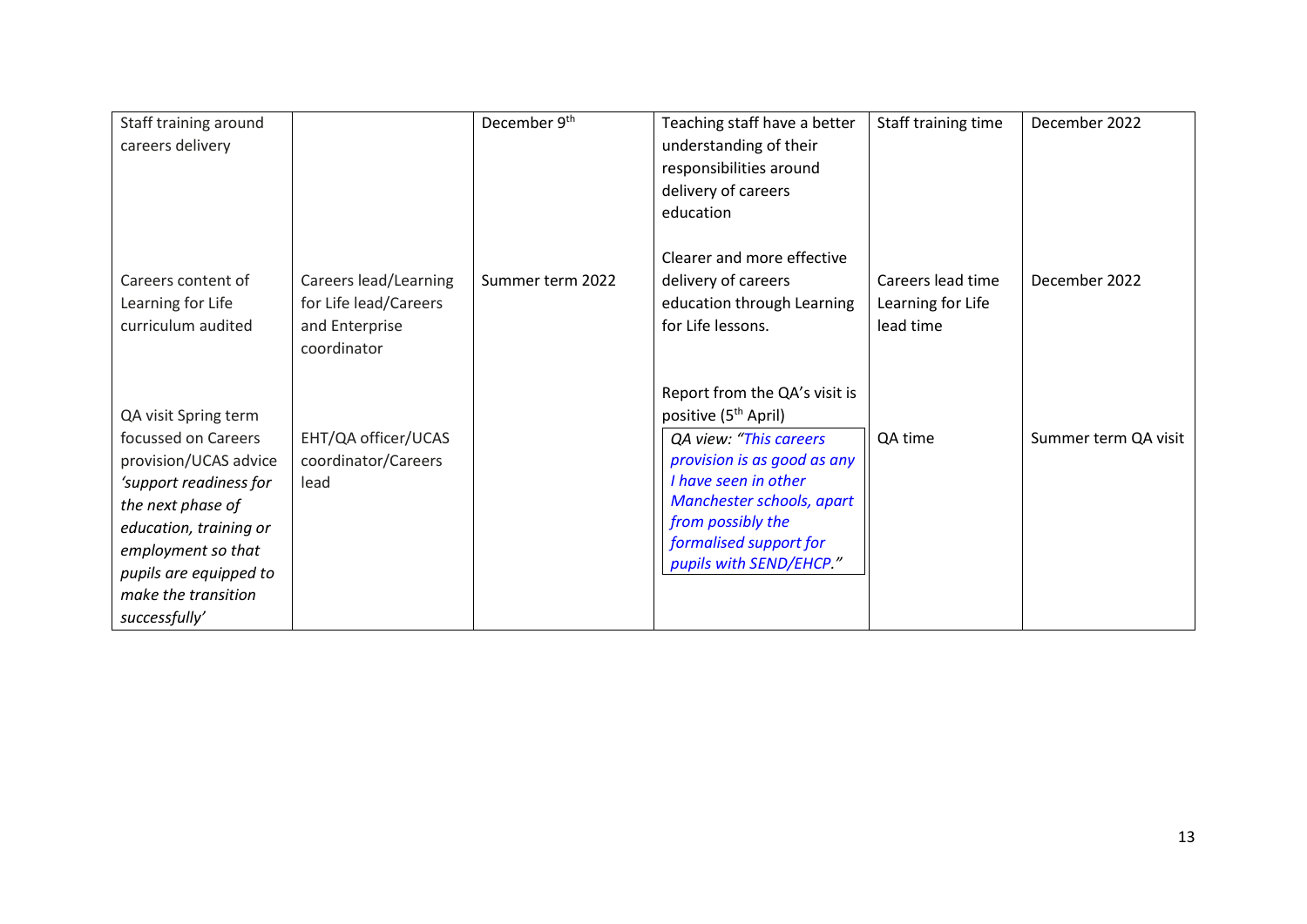| | | | | | |
|---|---|---|---|---|---|
| Staff training around careers delivery | | December 9th | Teaching staff have a better understanding of their responsibilities around delivery of careers education | Staff training time | December 2022 |
| Careers content of Learning for Life curriculum audited | Careers lead/Learning for Life lead/Careers and Enterprise coordinator | Summer term 2022 | Clearer and more effective delivery of careers education through Learning for Life lessons. | Careers lead time Learning for Life lead time | December 2022 |
| QA visit Spring term focussed on Careers provision/UCAS advice *'support readiness for the next phase of education, training or employment so that pupils are equipped to make the transition successfully'* | EHT/QA officer/UCAS coordinator/Careers lead | | Report from the QA's visit is positive (5th April) *QA view: "This careers provision is as good as any I have seen in other Manchester schools, apart from possibly the formalised support for pupils with SEND/EHCP."* | QA time | Summer term QA visit |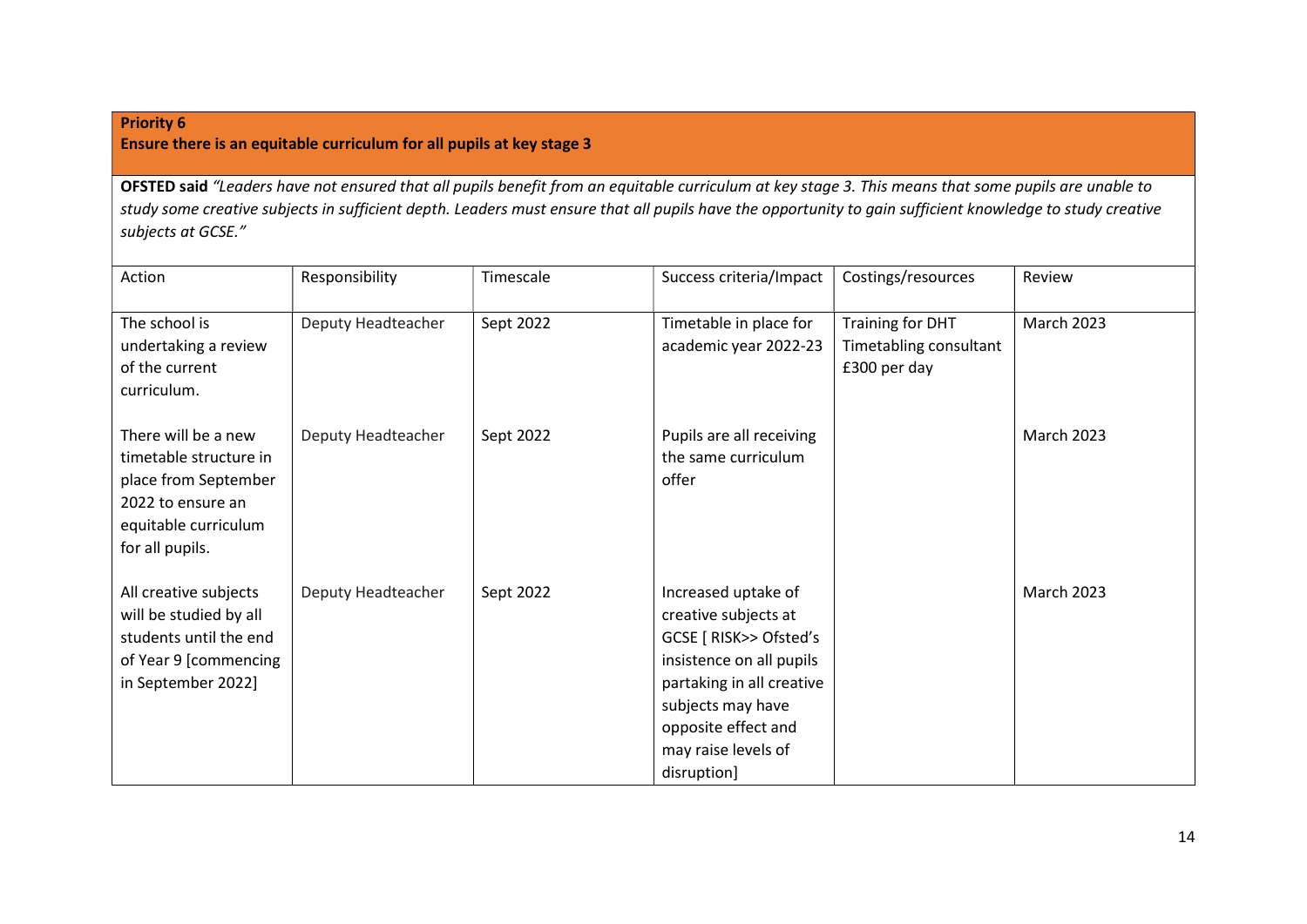**Priority 6**
**Ensure there is an equitable curriculum for all pupils at key stage 3**

**OFSTED said** *"Leaders have not ensured that all pupils benefit from an equitable curriculum at key stage 3. This means that some pupils are unable to study some creative subjects in sufficient depth. Leaders must ensure that all pupils have the opportunity to gain sufficient knowledge to study creative subjects at GCSE."*

| Action | Responsibility | Timescale | Success criteria/Impact | Costings/resources | Review |
|---|---|---|---|---|---|
| The school is undertaking a review of the current curriculum. | Deputy Headteacher | Sept 2022 | Timetable in place for academic year 2022-23 | Training for DHT Timetabling consultant £300 per day | March 2023 |
| There will be a new timetable structure in place from September 2022 to ensure an equitable curriculum for all pupils. | Deputy Headteacher | Sept 2022 | Pupils are all receiving the same curriculum offer | | March 2023 |
| All creative subjects will be studied by all students until the end of Year 9 [commencing in September 2022] | Deputy Headteacher | Sept 2022 | Increased uptake of creative subjects at GCSE [ RISK>> Ofsted's insistence on all pupils partaking in all creative subjects may have opposite effect and may raise levels of disruption] | | March 2023 |